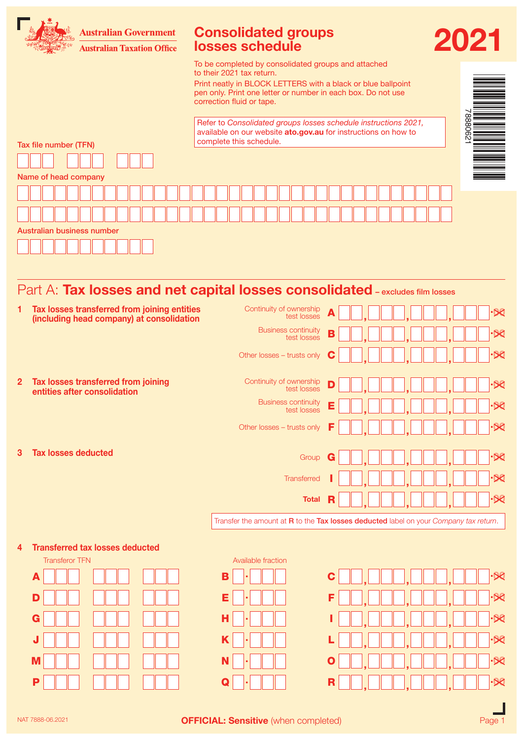Australian Government
Australian Taxation Office

# Consolidated groups losses schedule 2021

To be completed by consolidated groups and attached to their 2021 tax return.

Print neatly in BLOCK LETTERS with a black or blue ballpoint pen only. Print one letter or number in each box. Do not use correction fluid or tape.

Refer to *Consolidated groups losses schedule instructions 2021,* available on our website **ato.gov.au** for instructions on how to complete this schedule.

7888021

Tax file number (TFN)

Name of head company

Australian business number

## Part A: **Tax losses and net capital losses consolidated** – excludes film losses

**1 Tax losses transferred from joining entities (including head company) at consolidation**

Continuity of ownership test losses **A** .00

Business continuity test losses **B** .00

Other losses – trusts only **C** .00

**2 Tax losses transferred from joining entities after consolidation**

Continuity of ownership test losses **D** .00

Business continuity test losses **E** .00

Other losses – trusts only **F** .00

**3 Tax losses deducted**

Group **G** .00

Transferred **I** .00

**Total R** .00

Transfer the amount at **R** to the **Tax losses deducted** label on your *Company tax return*.

**4 Transferred tax losses deducted**

| Transferor TFN | Available fraction | |
|---|---|---|
| **A** | **B** . | **C** .00 |
| **D** | **E** . | **F** .00 |
| **G** | **H** . | **I** .00 |
| **J** | **K** . | **L** .00 |
| **M** | **N** . | **O** .00 |
| **P** | **Q** . | **R** .00 |

NAT 7888-06.2021

**OFFICIAL: Sensitive** (when completed)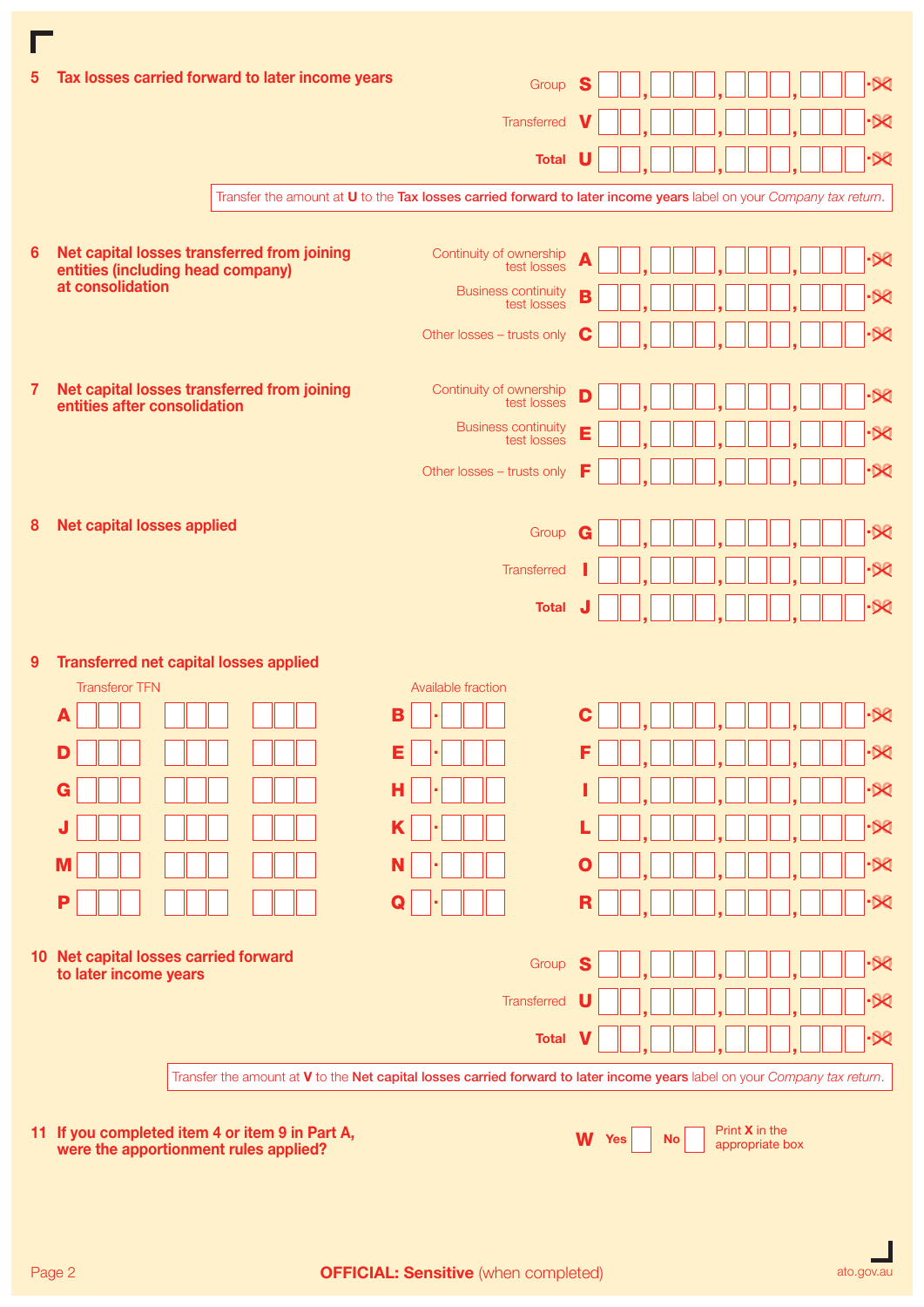**5 Tax losses carried forward to later income years**

| | | |
|---|---|---|
| Group | S | ,  ,  ,  .00 |
| Transferred | V | ,  ,  ,  .00 |
| **Total** | **U** | ,  ,  ,  .00 |

Transfer the amount at **U** to the **Tax losses carried forward to later income years** label on your *Company tax return*.

**6 Net capital losses transferred from joining entities (including head company) at consolidation**

| | | |
|---|---|---|
| Continuity of ownership test losses | A | ,  ,  ,  .00 |
| Business continuity test losses | B | ,  ,  ,  .00 |
| Other losses – trusts only | C | ,  ,  ,  .00 |

**7 Net capital losses transferred from joining entities after consolidation**

| | | |
|---|---|---|
| Continuity of ownership test losses | D | ,  ,  ,  .00 |
| Business continuity test losses | E | ,  ,  ,  .00 |
| Other losses – trusts only | F | ,  ,  ,  .00 |

**8 Net capital losses applied**

| | | |
|---|---|---|
| Group | G | ,  ,  ,  .00 |
| Transferred | I | ,  ,  ,  .00 |
| **Total** | **J** | ,  ,  ,  .00 |

**9 Transferred net capital losses applied**

| | Transferor TFN | | Available fraction | | |
|---|---|---|---|---|---|
| A | | B | . | C | ,  ,  ,  .00 |
| D | | E | . | F | ,  ,  ,  .00 |
| G | | H | . | I | ,  ,  ,  .00 |
| J | | K | . | L | ,  ,  ,  .00 |
| M | | N | . | O | ,  ,  ,  .00 |
| P | | Q | . | R | ,  ,  ,  .00 |

**10 Net capital losses carried forward to later income years**

| | | |
|---|---|---|
| Group | S | ,  ,  ,  .00 |
| Transferred | U | ,  ,  ,  .00 |
| **Total** | **V** | ,  ,  ,  .00 |

Transfer the amount at **V** to the **Net capital losses carried forward to later income years** label on your *Company tax return*.

**11 If you completed item 4 or item 9 in Part A, were the apportionment rules applied?**

**W** Yes ☐ No ☐ Print **X** in the appropriate box

**OFFICIAL: Sensitive** (when completed)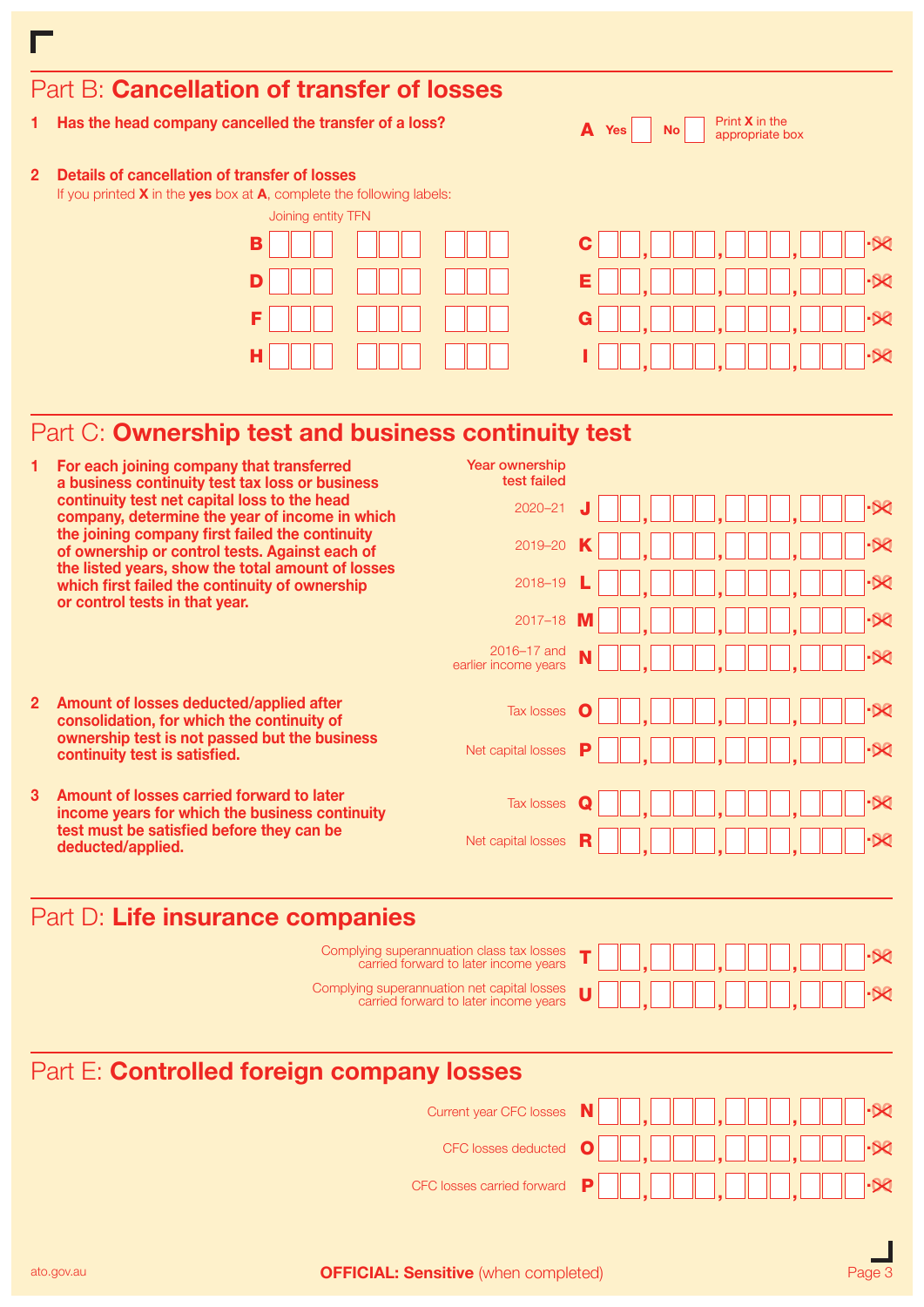## Part B: **Cancellation of transfer of losses**

**1 Has the head company cancelled the transfer of a loss?**

**A** Yes ☐ No ☐ Print **X** in the appropriate box

**2 Details of cancellation of transfer of losses**

If you printed **X** in the **yes** box at **A**, complete the following labels:

| Joining entity TFN | | Amount | |
|---|---|---|---|
| **B** | | **C** | .00 |
| **D** | | **E** | .00 |
| **F** | | **G** | .00 |
| **H** | | **I** | .00 |

## Part C: **Ownership test and business continuity test**

**1 For each joining company that transferred a business continuity test tax loss or business continuity test net capital loss to the head company, determine the year of income in which the joining company first failed the continuity of ownership or control tests. Against each of the listed years, show the total amount of losses which first failed the continuity of ownership or control tests in that year.**

| Year ownership test failed | | |
|---|---|---|
| 2020–21 | **J** | .00 |
| 2019–20 | **K** | .00 |
| 2018–19 | **L** | .00 |
| 2017–18 | **M** | .00 |
| 2016–17 and earlier income years | **N** | .00 |

**2 Amount of losses deducted/applied after consolidation, for which the continuity of ownership test is not passed but the business continuity test is satisfied.**

| | | |
|---|---|---|
| Tax losses | **O** | .00 |
| Net capital losses | **P** | .00 |

**3 Amount of losses carried forward to later income years for which the business continuity test must be satisfied before they can be deducted/applied.**

| | | |
|---|---|---|
| Tax losses | **Q** | .00 |
| Net capital losses | **R** | .00 |

## Part D: **Life insurance companies**

| | | |
|---|---|---|
| Complying superannuation class tax losses carried forward to later income years | **T** | .00 |
| Complying superannuation net capital losses carried forward to later income years | **U** | .00 |

## Part E: **Controlled foreign company losses**

| | | |
|---|---|---|
| Current year CFC losses | **N** | .00 |
| CFC losses deducted | **O** | .00 |
| CFC losses carried forward | **P** | .00 |

ato.gov.au

**OFFICIAL: Sensitive** (when completed)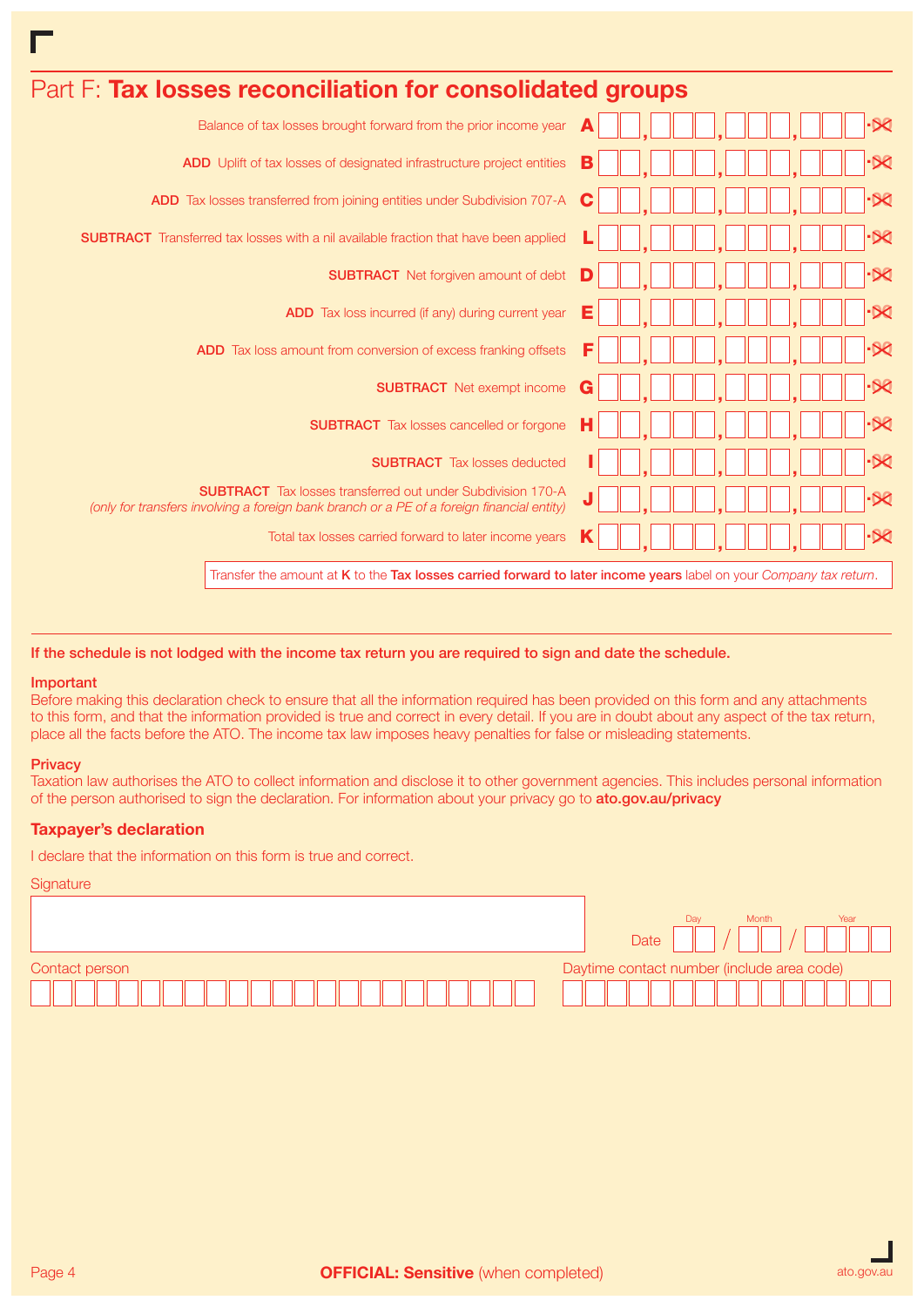## Part F: **Tax losses reconciliation for consolidated groups**

| | | |
|---|---|---|
| Balance of tax losses brought forward from the prior income year | **A** | .00 |
| **ADD** Uplift of tax losses of designated infrastructure project entities | **B** | .00 |
| **ADD** Tax losses transferred from joining entities under Subdivision 707-A | **C** | .00 |
| **SUBTRACT** Transferred tax losses with a nil available fraction that have been applied | **L** | .00 |
| **SUBTRACT** Net forgiven amount of debt | **D** | .00 |
| **ADD** Tax loss incurred (if any) during current year | **E** | .00 |
| **ADD** Tax loss amount from conversion of excess franking offsets | **F** | .00 |
| **SUBTRACT** Net exempt income | **G** | .00 |
| **SUBTRACT** Tax losses cancelled or forgone | **H** | .00 |
| **SUBTRACT** Tax losses deducted | **I** | .00 |
| **SUBTRACT** Tax losses transferred out under Subdivision 170-A *(only for transfers involving a foreign bank branch or a PE of a foreign financial entity)* | **J** | .00 |
| Total tax losses carried forward to later income years | **K** | .00 |

Transfer the amount at **K** to the **Tax losses carried forward to later income years** label on your *Company tax return*.

---

**If the schedule is not lodged with the income tax return you are required to sign and date the schedule.**

### Important

Before making this declaration check to ensure that all the information required has been provided on this form and any attachments to this form, and that the information provided is true and correct in every detail. If you are in doubt about any aspect of the tax return, place all the facts before the ATO. The income tax law imposes heavy penalties for false or misleading statements.

### Privacy

Taxation law authorises the ATO to collect information and disclose it to other government agencies. This includes personal information of the person authorised to sign the declaration. For information about your privacy go to **ato.gov.au/privacy**

### Taxpayer's declaration

I declare that the information on this form is true and correct.

Signature

Date Day / Month / Year

Contact person

Daytime contact number (include area code)

**OFFICIAL: Sensitive** (when completed)